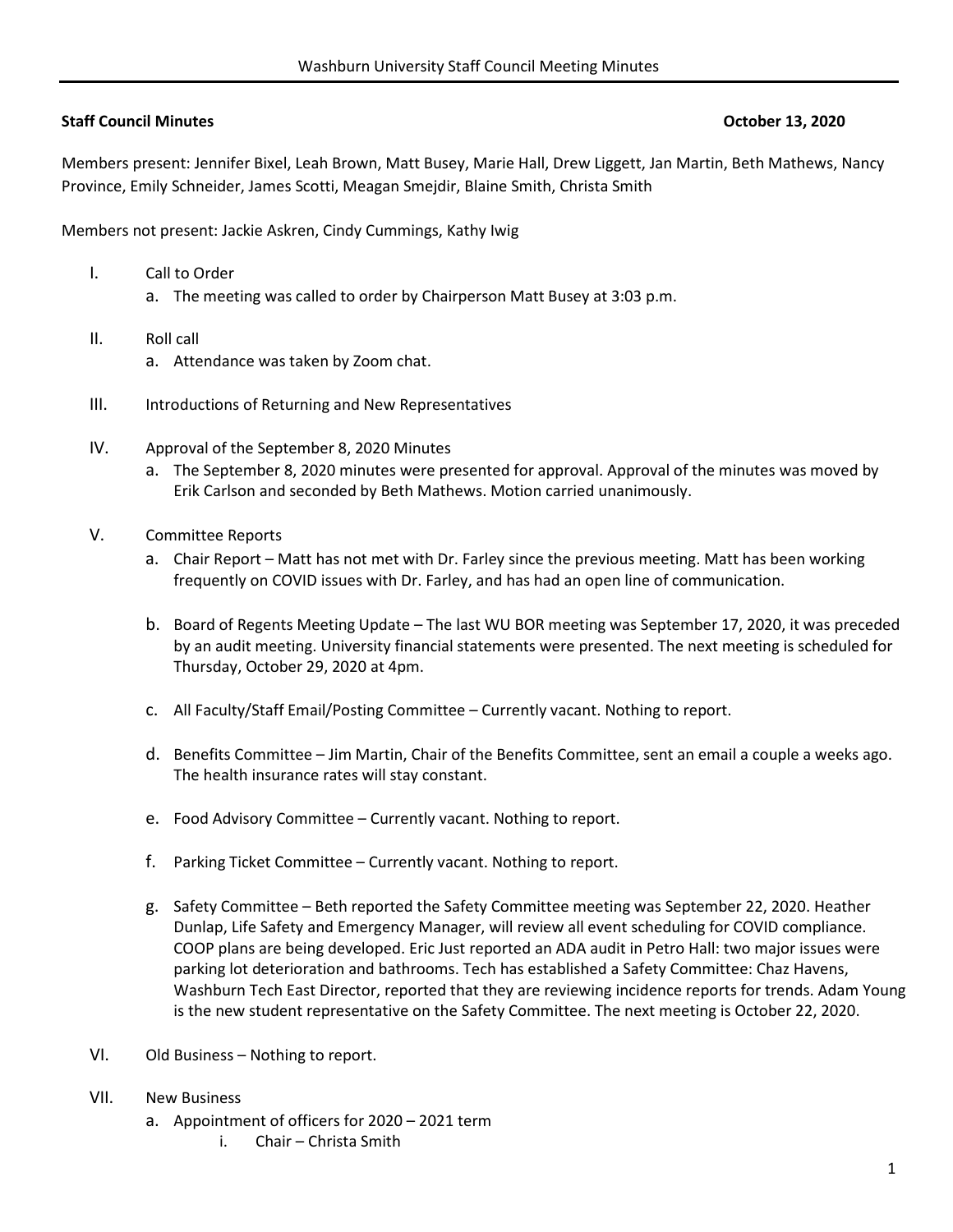**Staff Council Minutes** **October 13, 2020**

Members present: Jennifer Bixel, Leah Brown, Matt Busey, Marie Hall, Drew Liggett, Jan Martin, Beth Mathews, Nancy Province, Emily Schneider, James Scotti, Meagan Smejdir, Blaine Smith, Christa Smith

Members not present: Jackie Askren, Cindy Cummings, Kathy Iwig

I. Call to Order
   a. The meeting was called to order by Chairperson Matt Busey at 3:03 p.m.

II. Roll call
   a. Attendance was taken by Zoom chat.

III. Introductions of Returning and New Representatives

IV. Approval of the September 8, 2020 Minutes
   a. The September 8, 2020 minutes were presented for approval. Approval of the minutes was moved by Erik Carlson and seconded by Beth Mathews. Motion carried unanimously.

V. Committee Reports
   a. Chair Report – Matt has not met with Dr. Farley since the previous meeting. Matt has been working frequently on COVID issues with Dr. Farley, and has had an open line of communication.

   b. Board of Regents Meeting Update – The last WU BOR meeting was September 17, 2020, it was preceded by an audit meeting. University financial statements were presented. The next meeting is scheduled for Thursday, October 29, 2020 at 4pm.

   c. All Faculty/Staff Email/Posting Committee – Currently vacant. Nothing to report.

   d. Benefits Committee – Jim Martin, Chair of the Benefits Committee, sent an email a couple a weeks ago. The health insurance rates will stay constant.

   e. Food Advisory Committee – Currently vacant. Nothing to report.

   f. Parking Ticket Committee – Currently vacant. Nothing to report.

   g. Safety Committee – Beth reported the Safety Committee meeting was September 22, 2020. Heather Dunlap, Life Safety and Emergency Manager, will review all event scheduling for COVID compliance. COOP plans are being developed. Eric Just reported an ADA audit in Petro Hall: two major issues were parking lot deterioration and bathrooms. Tech has established a Safety Committee: Chaz Havens, Washburn Tech East Director, reported that they are reviewing incidence reports for trends. Adam Young is the new student representative on the Safety Committee. The next meeting is October 22, 2020.

VI. Old Business – Nothing to report.

VII. New Business
   a. Appointment of officers for 2020 – 2021 term
      i. Chair – Christa Smith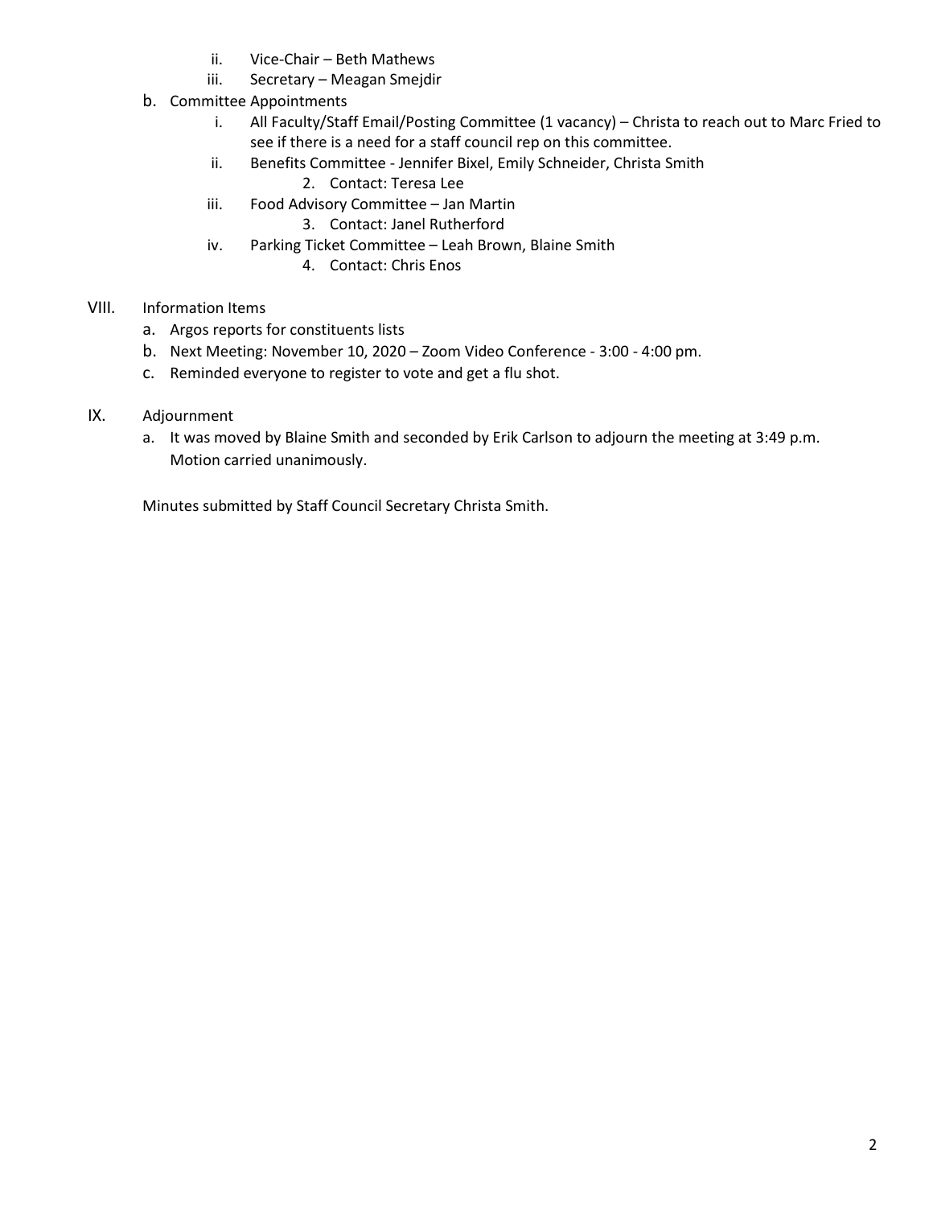ii. Vice-Chair – Beth Mathews
iii. Secretary – Meagan Smejdir

b. Committee Appointments
   i. All Faculty/Staff Email/Posting Committee (1 vacancy) – Christa to reach out to Marc Fried to see if there is a need for a staff council rep on this committee.
   ii. Benefits Committee - Jennifer Bixel, Emily Schneider, Christa Smith
      2. Contact: Teresa Lee
   iii. Food Advisory Committee – Jan Martin
      3. Contact: Janel Rutherford
   iv. Parking Ticket Committee – Leah Brown, Blaine Smith
      4. Contact: Chris Enos

VIII. Information Items
   a. Argos reports for constituents lists
   b. Next Meeting: November 10, 2020 – Zoom Video Conference - 3:00 - 4:00 pm.
   c. Reminded everyone to register to vote and get a flu shot.

IX. Adjournment
   a. It was moved by Blaine Smith and seconded by Erik Carlson to adjourn the meeting at 3:49 p.m. Motion carried unanimously.

Minutes submitted by Staff Council Secretary Christa Smith.